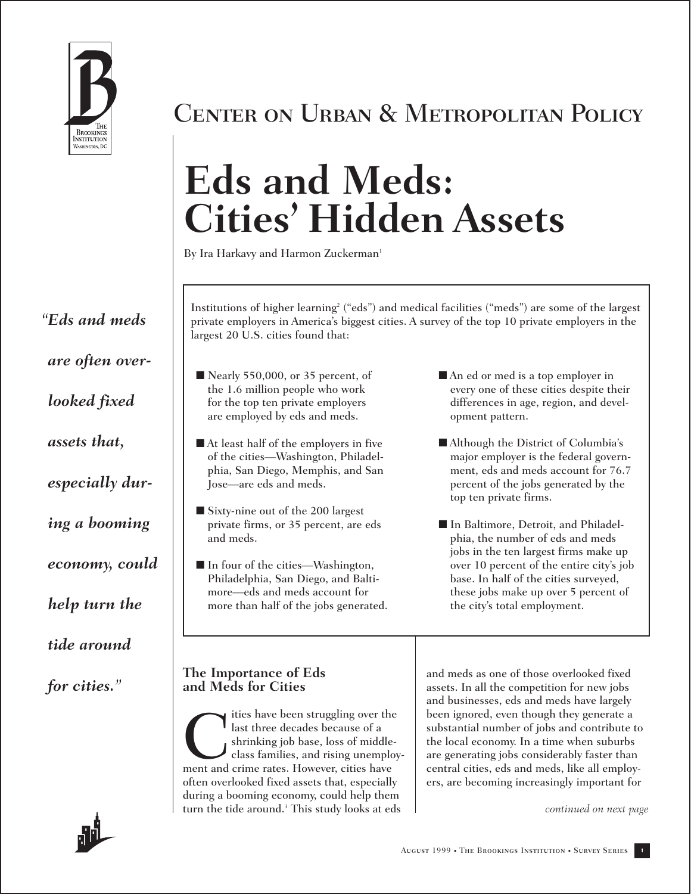# Center on Urban & Metropolitan Policy

# Eds and Meds: Cities' Hidden Assets

By Ira Harkavy and Harmon Zuckerman[1]

*"Eds and meds are often overlooked fixed assets that, especially during a booming economy, could help turn the tide around for cities."*

Institutions of higher learning[2] ("eds") and medical facilities ("meds") are some of the largest private employers in America's biggest cities. A survey of the top 10 private employers in the largest 20 U.S. cities found that:

- Nearly 550,000, or 35 percent, of the 1.6 million people who work for the top ten private employers are employed by eds and meds.
- At least half of the employers in five of the cities—Washington, Philadelphia, San Diego, Memphis, and San Jose—are eds and meds.
- Sixty-nine out of the 200 largest private firms, or 35 percent, are eds and meds.
- In four of the cities—Washington, Philadelphia, San Diego, and Baltimore—eds and meds account for more than half of the jobs generated.
- An ed or med is a top employer in every one of these cities despite their differences in age, region, and development pattern.
- Although the District of Columbia's major employer is the federal government, eds and meds account for 76.7 percent of the jobs generated by the top ten private firms.
- In Baltimore, Detroit, and Philadelphia, the number of eds and meds jobs in the ten largest firms make up over 10 percent of the entire city's job base. In half of the cities surveyed, these jobs make up over 5 percent of the city's total employment.

## The Importance of Eds and Meds for Cities

Cities have been struggling over the last three decades because of a shrinking job base, loss of middle-class families, and rising unemployment and crime rates. However, cities have often overlooked fixed assets that, especially during a booming economy, could help them turn the tide around.[3] This study looks at eds and meds as one of those overlooked fixed assets. In all the competition for new jobs and businesses, eds and meds have largely been ignored, even though they generate a substantial number of jobs and contribute to the local economy. In a time when suburbs are generating jobs considerably faster than central cities, eds and meds, like all employers, are becoming increasingly important for

*continued on next page*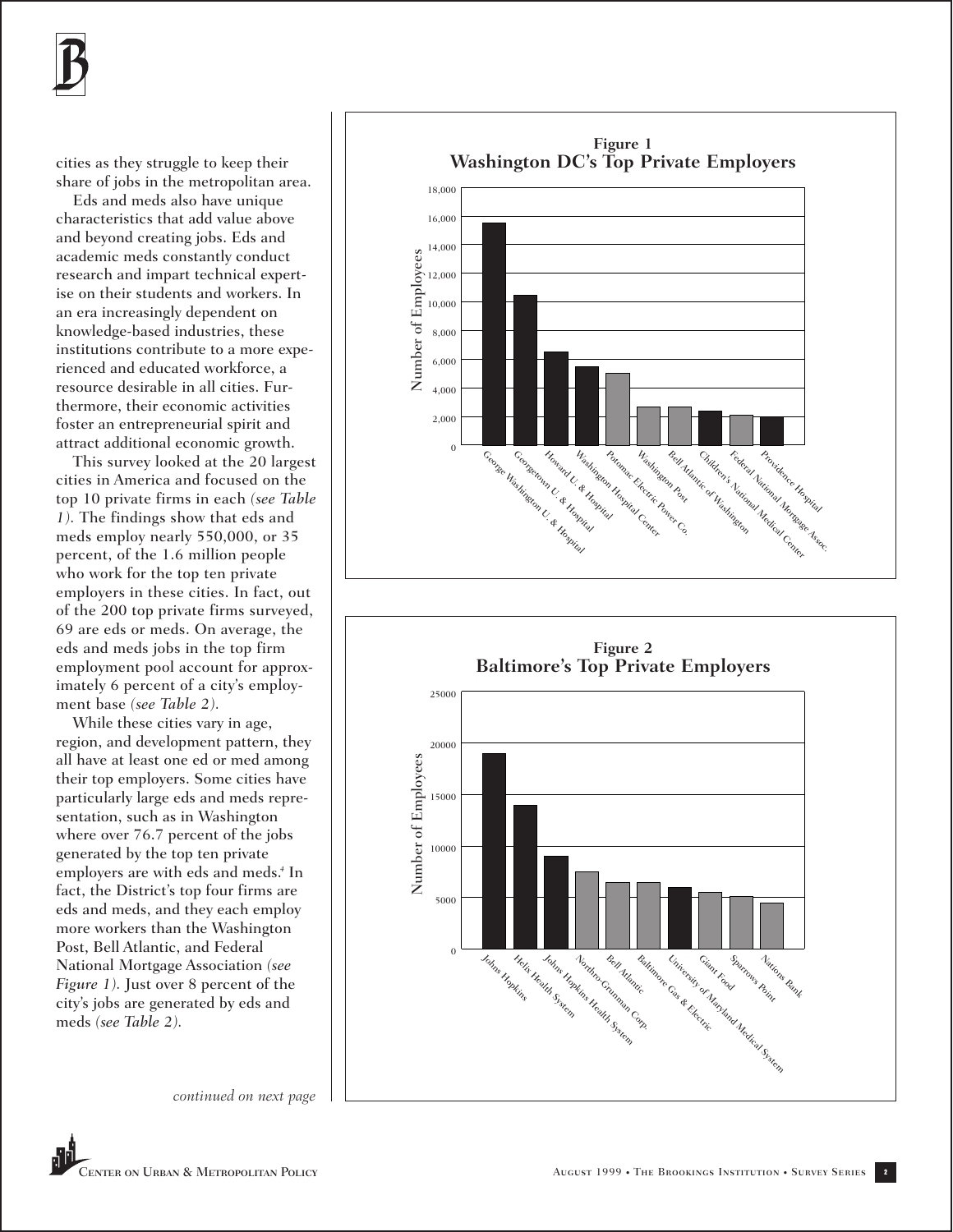cities as they struggle to keep their share of jobs in the metropolitan area.

Eds and meds also have unique characteristics that add value above and beyond creating jobs. Eds and academic meds constantly conduct research and impart technical expertise on their students and workers. In an era increasingly dependent on knowledge-based industries, these institutions contribute to a more experienced and educated workforce, a resource desirable in all cities. Furthermore, their economic activities foster an entrepreneurial spirit and attract additional economic growth.

This survey looked at the 20 largest cities in America and focused on the top 10 private firms in each *(see Table 1)*. The findings show that eds and meds employ nearly 550,000, or 35 percent, of the 1.6 million people who work for the top ten private employers in these cities. In fact, out of the 200 top private firms surveyed, 69 are eds or meds. On average, the eds and meds jobs in the top firm employment pool account for approximately 6 percent of a city's employment base *(see Table 2)*.

While these cities vary in age, region, and development pattern, they all have at least one ed or med among their top employers. Some cities have particularly large eds and meds representation, such as in Washington where over 76.7 percent of the jobs generated by the top ten private employers are with eds and meds.[4] In fact, the District's top four firms are eds and meds, and they each employ more workers than the Washington Post, Bell Atlantic, and Federal National Mortgage Association *(see Figure 1)*. Just over 8 percent of the city's jobs are generated by eds and meds *(see Table 2)*.

*continued on next page*

**Figure 1**
**Washington DC's Top Private Employers**

**Figure 2**
**Baltimore's Top Private Employers**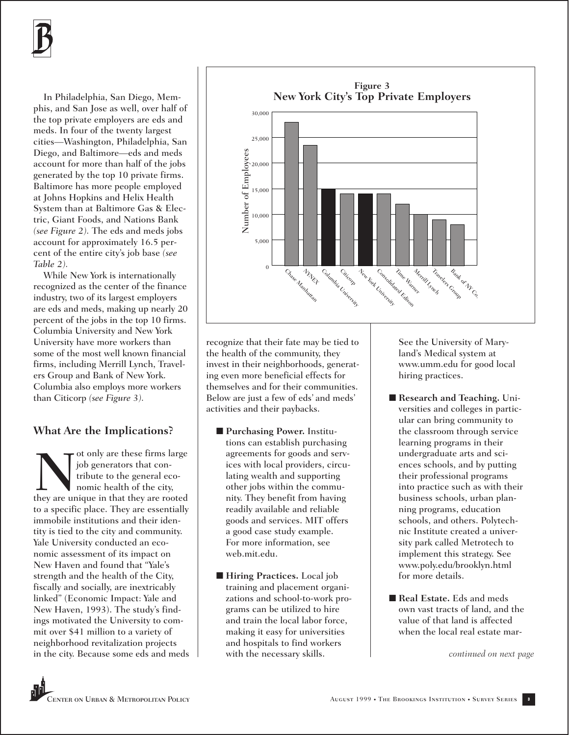In Philadelphia, San Diego, Memphis, and San Jose as well, over half of the top private employers are eds and meds. In four of the twenty largest cities—Washington, Philadelphia, San Diego, and Baltimore—eds and meds account for more than half of the jobs generated by the top 10 private firms. Baltimore has more people employed at Johns Hopkins and Helix Health System than at Baltimore Gas & Electric, Giant Foods, and Nations Bank *(see Figure 2)*. The eds and meds jobs account for approximately 16.5 percent of the entire city's job base *(see Table 2)*.

While New York is internationally recognized as the center of the finance industry, two of its largest employers are eds and meds, making up nearly 20 percent of the jobs in the top 10 firms. Columbia University and New York University have more workers than some of the most well known financial firms, including Merrill Lynch, Travelers Group and Bank of New York. Columbia also employs more workers than Citicorp *(see Figure 3)*.

**Figure 3**
**New York City's Top Private Employers**

## What Are the Implications?

Not only are these firms large job generators that contribute to the general economic health of the city, they are unique in that they are rooted to a specific place. They are essentially immobile institutions and their identity is tied to the city and community. Yale University conducted an economic assessment of its impact on New Haven and found that "Yale's strength and the health of the City, fiscally and socially, are inextricably linked" (Economic Impact: Yale and New Haven, 1993). The study's findings motivated the University to commit over $41 million to a variety of neighborhood revitalization projects in the city. Because some eds and meds recognize that their fate may be tied to the health of the community, they invest in their neighborhoods, generating even more beneficial effects for themselves and for their communities. Below are just a few of eds' and meds' activities and their paybacks.

- **Purchasing Power.** Institutions can establish purchasing agreements for goods and services with local providers, circulating wealth and supporting other jobs within the community. They benefit from having readily available and reliable goods and services. MIT offers a good case study example. For more information, see web.mit.edu.
- **Hiring Practices.** Local job training and placement organizations and school-to-work programs can be utilized to hire and train the local labor force, making it easy for universities and hospitals to find workers with the necessary skills. See the University of Maryland's Medical system at www.umm.edu for good local hiring practices.
- **Research and Teaching.** Universities and colleges in particular can bring community to the classroom through service learning programs in their undergraduate arts and sciences schools, and by putting their professional programs into practice such as with their business schools, urban planning programs, education schools, and others. Polytechnic Institute created a university park called Metrotech to implement this strategy. See www.poly.edu/brooklyn.html for more details.
- **Real Estate.** Eds and meds own vast tracts of land, and the value of that land is affected when the local real estate mar-

*continued on next page*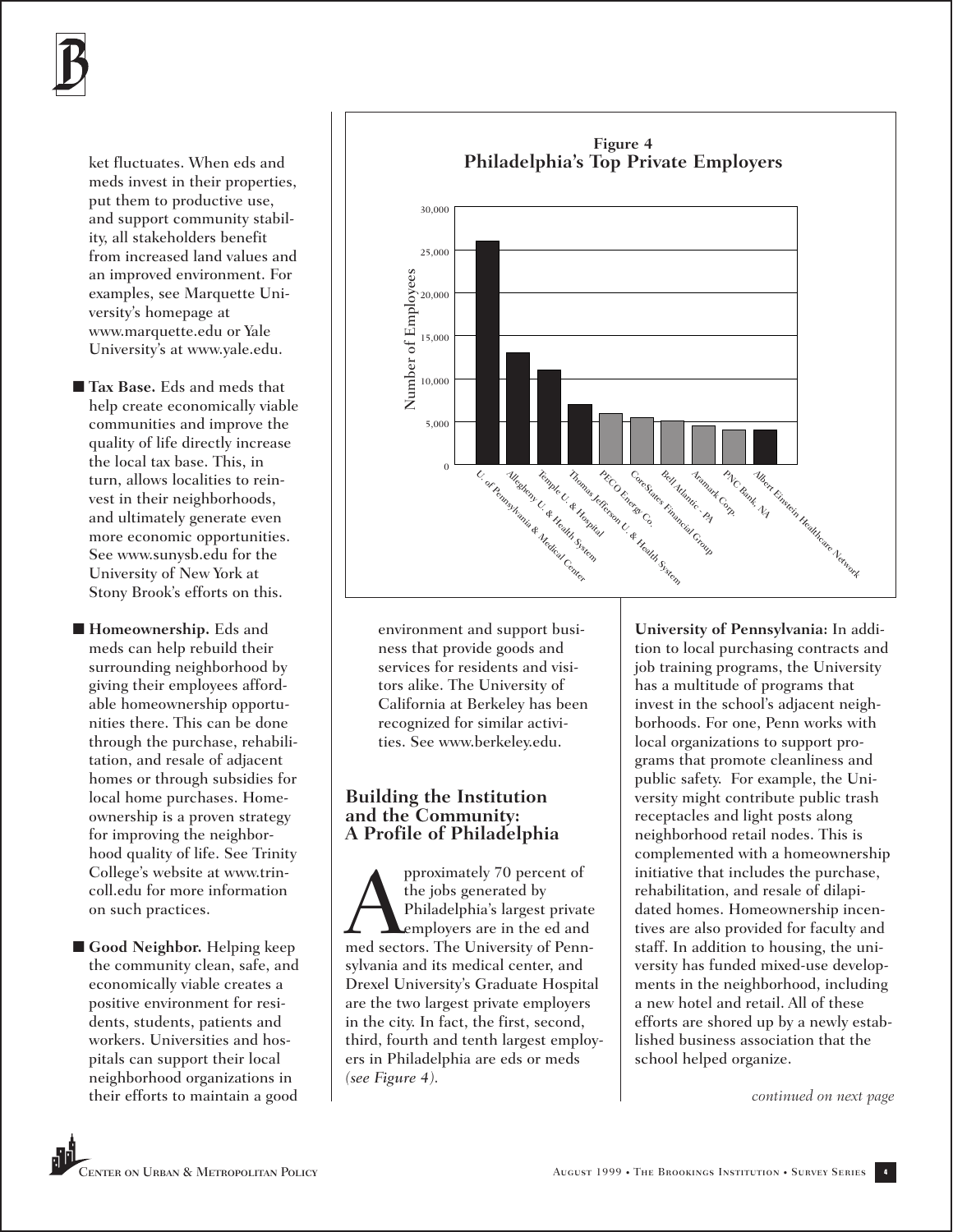ket fluctuates. When eds and meds invest in their properties, put them to productive use, and support community stability, all stakeholders benefit from increased land values and an improved environment. For examples, see Marquette University's homepage at www.marquette.edu or Yale University's at www.yale.edu.

- **Tax Base.** Eds and meds that help create economically viable communities and improve the quality of life directly increase the local tax base. This, in turn, allows localities to reinvest in their neighborhoods, and ultimately generate even more economic opportunities. See www.sunysb.edu for the University of New York at Stony Brook's efforts on this.

- **Homeownership.** Eds and meds can help rebuild their surrounding neighborhood by giving their employees affordable homeownership opportunities there. This can be done through the purchase, rehabilitation, and resale of adjacent homes or through subsidies for local home purchases. Homeownership is a proven strategy for improving the neighborhood quality of life. See Trinity College's website at www.trincoll.edu for more information on such practices.

- **Good Neighbor.** Helping keep the community clean, safe, and economically viable creates a positive environment for residents, students, patients and workers. Universities and hospitals can support their local neighborhood organizations in their efforts to maintain a good environment and support business that provide goods and services for residents and visitors alike. The University of California at Berkeley has been recognized for similar activities. See www.berkeley.edu.

**Figure 4**
**Philadelphia's Top Private Employers**

## Building the Institution and the Community: A Profile of Philadelphia

Approximately 70 percent of the jobs generated by Philadelphia's largest private employers are in the ed and med sectors. The University of Pennsylvania and its medical center, and Drexel University's Graduate Hospital are the two largest private employers in the city. In fact, the first, second, third, fourth and tenth largest employers in Philadelphia are eds or meds *(see Figure 4).*

**University of Pennsylvania:** In addition to local purchasing contracts and job training programs, the University has a multitude of programs that invest in the school's adjacent neighborhoods. For one, Penn works with local organizations to support programs that promote cleanliness and public safety. For example, the University might contribute public trash receptacles and light posts along neighborhood retail nodes. This is complemented with a homeownership initiative that includes the purchase, rehabilitation, and resale of dilapidated homes. Homeownership incentives are also provided for faculty and staff. In addition to housing, the university has funded mixed-use developments in the neighborhood, including a new hotel and retail. All of these efforts are shored up by a newly established business association that the school helped organize.

*continued on next page*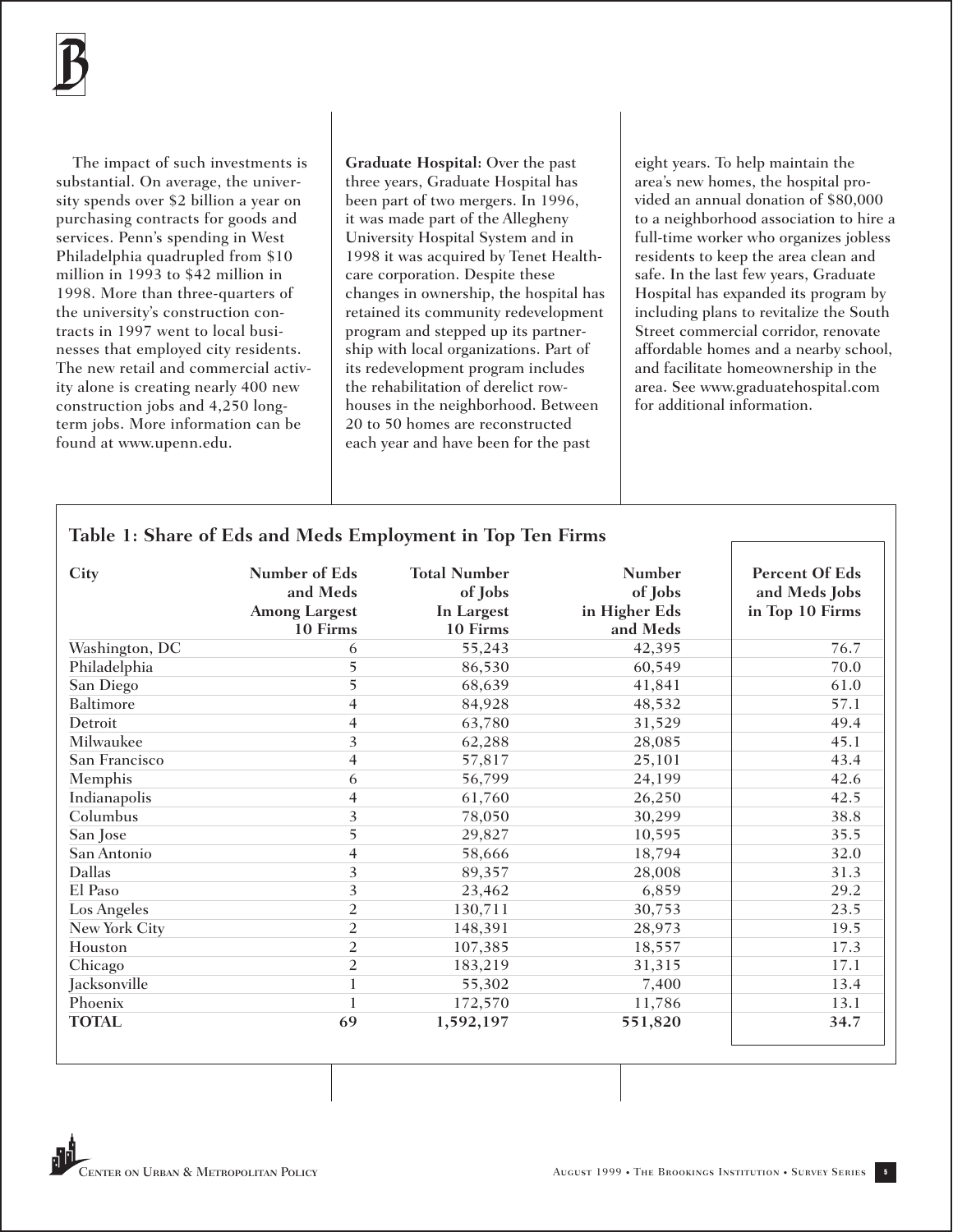The impact of such investments is substantial. On average, the university spends over $2 billion a year on purchasing contracts for goods and services. Penn's spending in West Philadelphia quadrupled from $10 million in 1993 to $42 million in 1998. More than three-quarters of the university's construction contracts in 1997 went to local businesses that employed city residents. The new retail and commercial activity alone is creating nearly 400 new construction jobs and 4,250 long-term jobs. More information can be found at www.upenn.edu.

**Graduate Hospital:** Over the past three years, Graduate Hospital has been part of two mergers. In 1996, it was made part of the Allegheny University Hospital System and in 1998 it was acquired by Tenet Healthcare corporation. Despite these changes in ownership, the hospital has retained its community redevelopment program and stepped up its partnership with local organizations. Part of its redevelopment program includes the rehabilitation of derelict rowhouses in the neighborhood. Between 20 to 50 homes are reconstructed each year and have been for the past eight years. To help maintain the area's new homes, the hospital provided an annual donation of $80,000 to a neighborhood association to hire a full-time worker who organizes jobless residents to keep the area clean and safe. In the last few years, Graduate Hospital has expanded its program by including plans to revitalize the South Street commercial corridor, renovate affordable homes and a nearby school, and facilitate homeownership in the area. See www.graduatehospital.com for additional information.

**Table 1: Share of Eds and Meds Employment in Top Ten Firms**

| City | Number of Eds and Meds Among Largest 10 Firms | Total Number of Jobs In Largest 10 Firms | Number of Jobs in Higher Eds and Meds | Percent Of Eds and Meds Jobs in Top 10 Firms |
|---|---|---|---|---|
| Washington, DC | 6 | 55,243 | 42,395 | 76.7 |
| Philadelphia | 5 | 86,530 | 60,549 | 70.0 |
| San Diego | 5 | 68,639 | 41,841 | 61.0 |
| Baltimore | 4 | 84,928 | 48,532 | 57.1 |
| Detroit | 4 | 63,780 | 31,529 | 49.4 |
| Milwaukee | 3 | 62,288 | 28,085 | 45.1 |
| San Francisco | 4 | 57,817 | 25,101 | 43.4 |
| Memphis | 6 | 56,799 | 24,199 | 42.6 |
| Indianapolis | 4 | 61,760 | 26,250 | 42.5 |
| Columbus | 3 | 78,050 | 30,299 | 38.8 |
| San Jose | 5 | 29,827 | 10,595 | 35.5 |
| San Antonio | 4 | 58,666 | 18,794 | 32.0 |
| Dallas | 3 | 89,357 | 28,008 | 31.3 |
| El Paso | 3 | 23,462 | 6,859 | 29.2 |
| Los Angeles | 2 | 130,711 | 30,753 | 23.5 |
| New York City | 2 | 148,391 | 28,973 | 19.5 |
| Houston | 2 | 107,385 | 18,557 | 17.3 |
| Chicago | 2 | 183,219 | 31,315 | 17.1 |
| Jacksonville | 1 | 55,302 | 7,400 | 13.4 |
| Phoenix | 1 | 172,570 | 11,786 | 13.1 |
| **TOTAL** | **69** | **1,592,197** | **551,820** | **34.7** |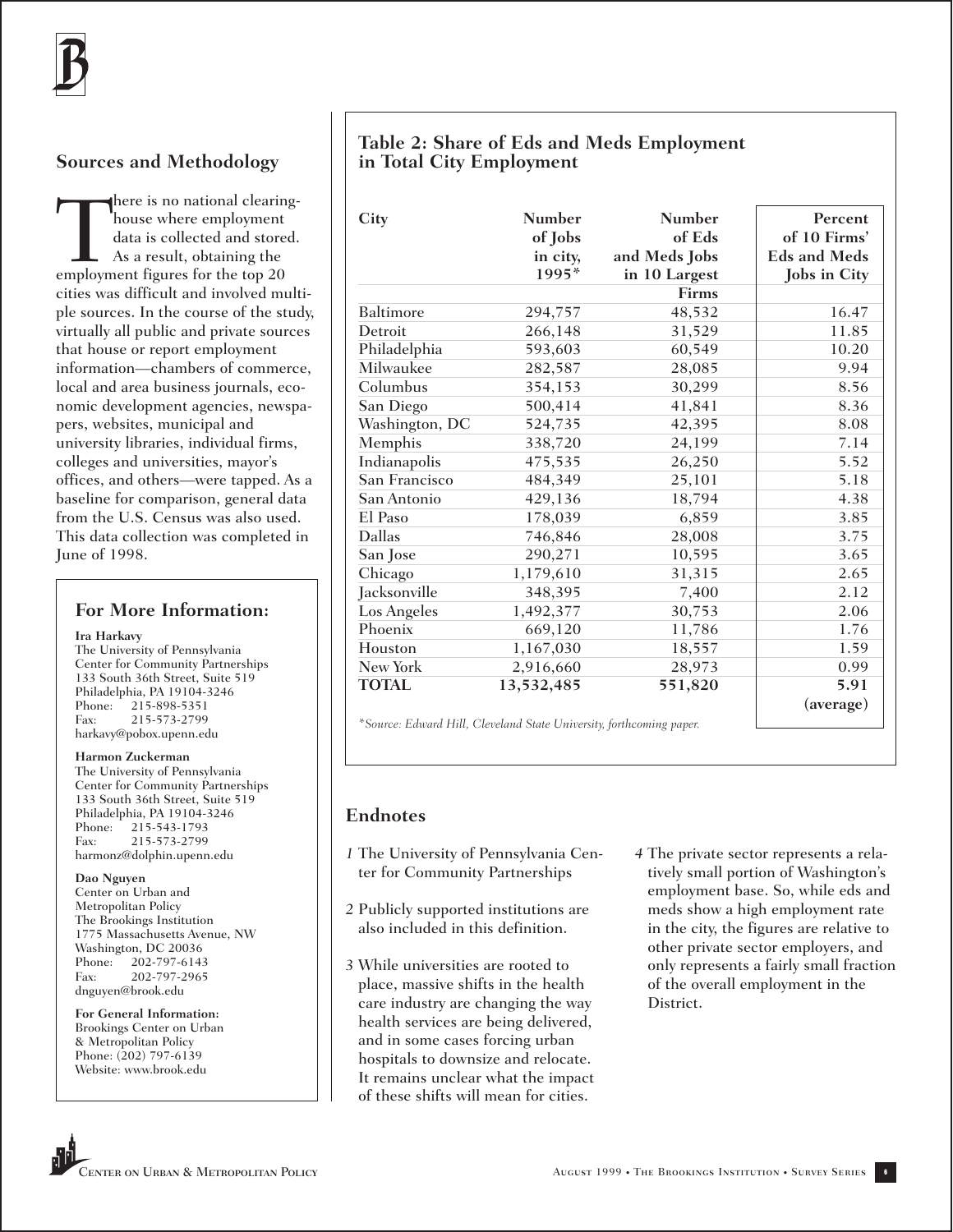## Sources and Methodology

There is no national clearinghouse where employment data is collected and stored. As a result, obtaining the employment figures for the top 20 cities was difficult and involved multiple sources. In the course of the study, virtually all public and private sources that house or report employment information—chambers of commerce, local and area business journals, economic development agencies, newspapers, websites, municipal and university libraries, individual firms, colleges and universities, mayor's offices, and others—were tapped. As a baseline for comparison, general data from the U.S. Census was also used. This data collection was completed in June of 1998.

### For More Information:

**Ira Harkavy**
The University of Pennsylvania
Center for Community Partnerships
133 South 36th Street, Suite 519
Philadelphia, PA 19104-3246
Phone: 215-898-5351
Fax: 215-573-2799
harkavy@pobox.upenn.edu

**Harmon Zuckerman**
The University of Pennsylvania
Center for Community Partnerships
133 South 36th Street, Suite 519
Philadelphia, PA 19104-3246
Phone: 215-543-1793
Fax: 215-573-2799
harmonz@dolphin.upenn.edu

**Dao Nguyen**
Center on Urban and Metropolitan Policy
The Brookings Institution
1775 Massachusetts Avenue, NW
Washington, DC 20036
Phone: 202-797-6143
Fax: 202-797-2965
dnguyen@brook.edu

**For General Information:**
Brookings Center on Urban & Metropolitan Policy
Phone: (202) 797-6139
Website: www.brook.edu

### Table 2: Share of Eds and Meds Employment in Total City Employment

| City | Number of Jobs in city, 1995* | Number of Eds and Meds Jobs in 10 Largest Firms | Percent of 10 Firms' Eds and Meds Jobs in City |
|---|---|---|---|
| Baltimore | 294,757 | 48,532 | 16.47 |
| Detroit | 266,148 | 31,529 | 11.85 |
| Philadelphia | 593,603 | 60,549 | 10.20 |
| Milwaukee | 282,587 | 28,085 | 9.94 |
| Columbus | 354,153 | 30,299 | 8.56 |
| San Diego | 500,414 | 41,841 | 8.36 |
| Washington, DC | 524,735 | 42,395 | 8.08 |
| Memphis | 338,720 | 24,199 | 7.14 |
| Indianapolis | 475,535 | 26,250 | 5.52 |
| San Francisco | 484,349 | 25,101 | 5.18 |
| San Antonio | 429,136 | 18,794 | 4.38 |
| El Paso | 178,039 | 6,859 | 3.85 |
| Dallas | 746,846 | 28,008 | 3.75 |
| San Jose | 290,271 | 10,595 | 3.65 |
| Chicago | 1,179,610 | 31,315 | 2.65 |
| Jacksonville | 348,395 | 7,400 | 2.12 |
| Los Angeles | 1,492,377 | 30,753 | 2.06 |
| Phoenix | 669,120 | 11,786 | 1.76 |
| Houston | 1,167,030 | 18,557 | 1.59 |
| New York | 2,916,660 | 28,973 | 0.99 |
| **TOTAL** | **13,532,485** | **551,820** | **5.91 (average)** |

*\*Source: Edward Hill, Cleveland State University, forthcoming paper.*

## Endnotes

1 The University of Pennsylvania Center for Community Partnerships

2 Publicly supported institutions are also included in this definition.

3 While universities are rooted to place, massive shifts in the health care industry are changing the way health services are being delivered, and in some cases forcing urban hospitals to downsize and relocate. It remains unclear what the impact of these shifts will mean for cities.

4 The private sector represents a relatively small portion of Washington's employment base. So, while eds and meds show a high employment rate in the city, the figures are relative to other private sector employers, and only represents a fairly small fraction of the overall employment in the District.